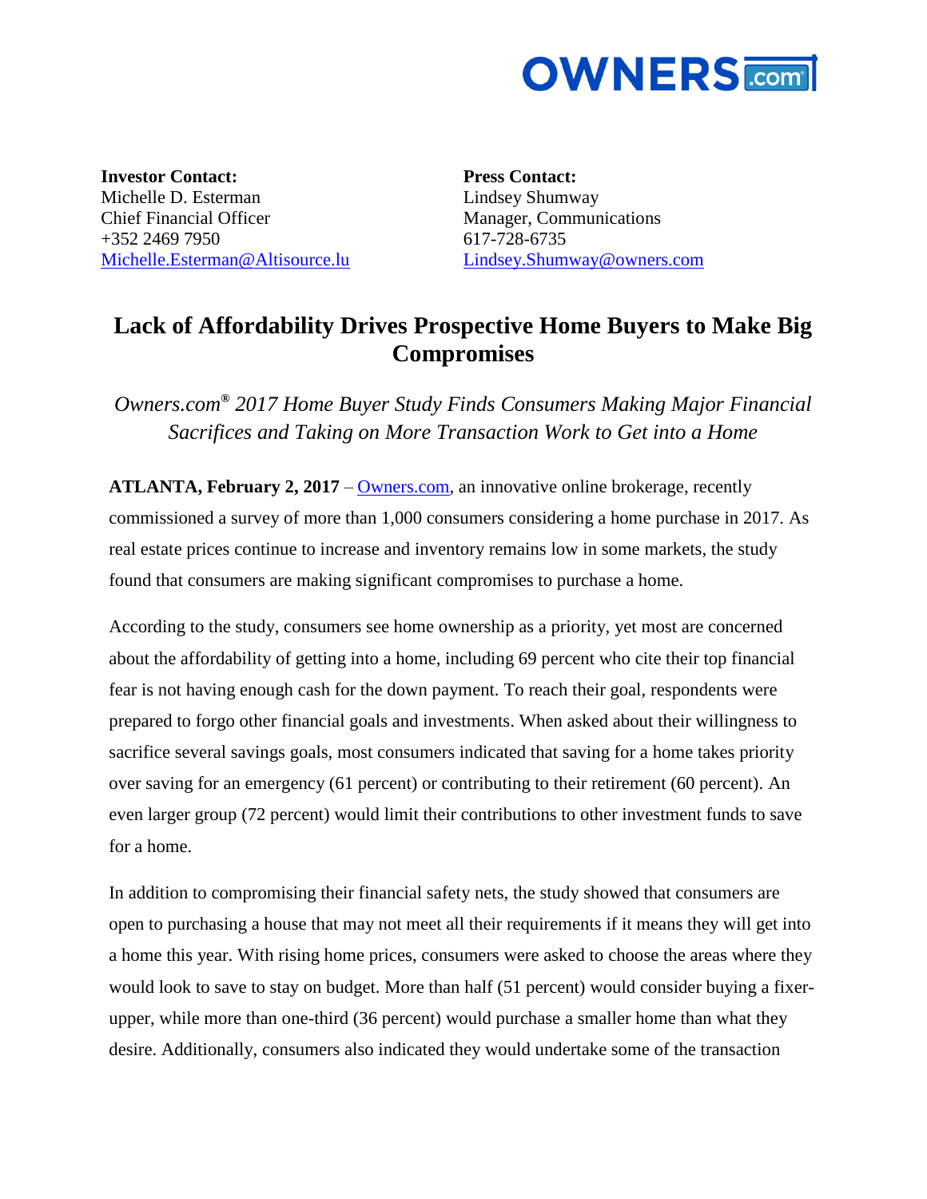**Investor Contact:**
Michelle D. Esterman
Chief Financial Officer
+352 2469 7950
Michelle.Esterman@Altisource.lu

**Press Contact:**
Lindsey Shumway
Manager, Communications
617-728-6735
Lindsey.Shumway@owners.com

# Lack of Affordability Drives Prospective Home Buyers to Make Big Compromises

*Owners.com® 2017 Home Buyer Study Finds Consumers Making Major Financial Sacrifices and Taking on More Transaction Work to Get into a Home*

**ATLANTA, February 2, 2017** – Owners.com, an innovative online brokerage, recently commissioned a survey of more than 1,000 consumers considering a home purchase in 2017. As real estate prices continue to increase and inventory remains low in some markets, the study found that consumers are making significant compromises to purchase a home.

According to the study, consumers see home ownership as a priority, yet most are concerned about the affordability of getting into a home, including 69 percent who cite their top financial fear is not having enough cash for the down payment. To reach their goal, respondents were prepared to forgo other financial goals and investments. When asked about their willingness to sacrifice several savings goals, most consumers indicated that saving for a home takes priority over saving for an emergency (61 percent) or contributing to their retirement (60 percent). An even larger group (72 percent) would limit their contributions to other investment funds to save for a home.

In addition to compromising their financial safety nets, the study showed that consumers are open to purchasing a house that may not meet all their requirements if it means they will get into a home this year. With rising home prices, consumers were asked to choose the areas where they would look to save to stay on budget. More than half (51 percent) would consider buying a fixer-upper, while more than one-third (36 percent) would purchase a smaller home than what they desire. Additionally, consumers also indicated they would undertake some of the transaction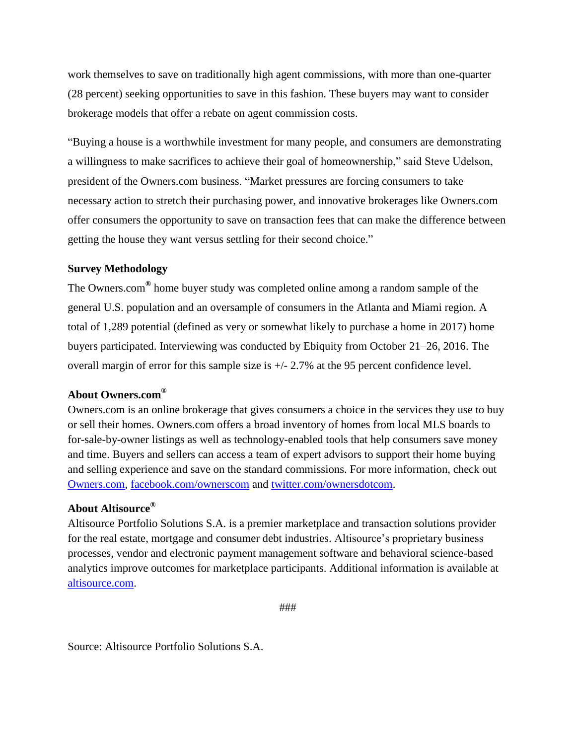work themselves to save on traditionally high agent commissions, with more than one-quarter (28 percent) seeking opportunities to save in this fashion. These buyers may want to consider brokerage models that offer a rebate on agent commission costs.

"Buying a house is a worthwhile investment for many people, and consumers are demonstrating a willingness to make sacrifices to achieve their goal of homeownership," said Steve Udelson, president of the Owners.com business. "Market pressures are forcing consumers to take necessary action to stretch their purchasing power, and innovative brokerages like Owners.com offer consumers the opportunity to save on transaction fees that can make the difference between getting the house they want versus settling for their second choice."

**Survey Methodology**

The Owners.com® home buyer study was completed online among a random sample of the general U.S. population and an oversample of consumers in the Atlanta and Miami region. A total of 1,289 potential (defined as very or somewhat likely to purchase a home in 2017) home buyers participated. Interviewing was conducted by Ebiquity from October 21–26, 2016. The overall margin of error for this sample size is +/- 2.7% at the 95 percent confidence level.

**About Owners.com®**

Owners.com is an online brokerage that gives consumers a choice in the services they use to buy or sell their homes. Owners.com offers a broad inventory of homes from local MLS boards to for-sale-by-owner listings as well as technology-enabled tools that help consumers save money and time. Buyers and sellers can access a team of expert advisors to support their home buying and selling experience and save on the standard commissions. For more information, check out Owners.com, facebook.com/ownerscom and twitter.com/ownersdotcom.

**About Altisource®**

Altisource Portfolio Solutions S.A. is a premier marketplace and transaction solutions provider for the real estate, mortgage and consumer debt industries. Altisource's proprietary business processes, vendor and electronic payment management software and behavioral science-based analytics improve outcomes for marketplace participants. Additional information is available at altisource.com.

###

Source: Altisource Portfolio Solutions S.A.